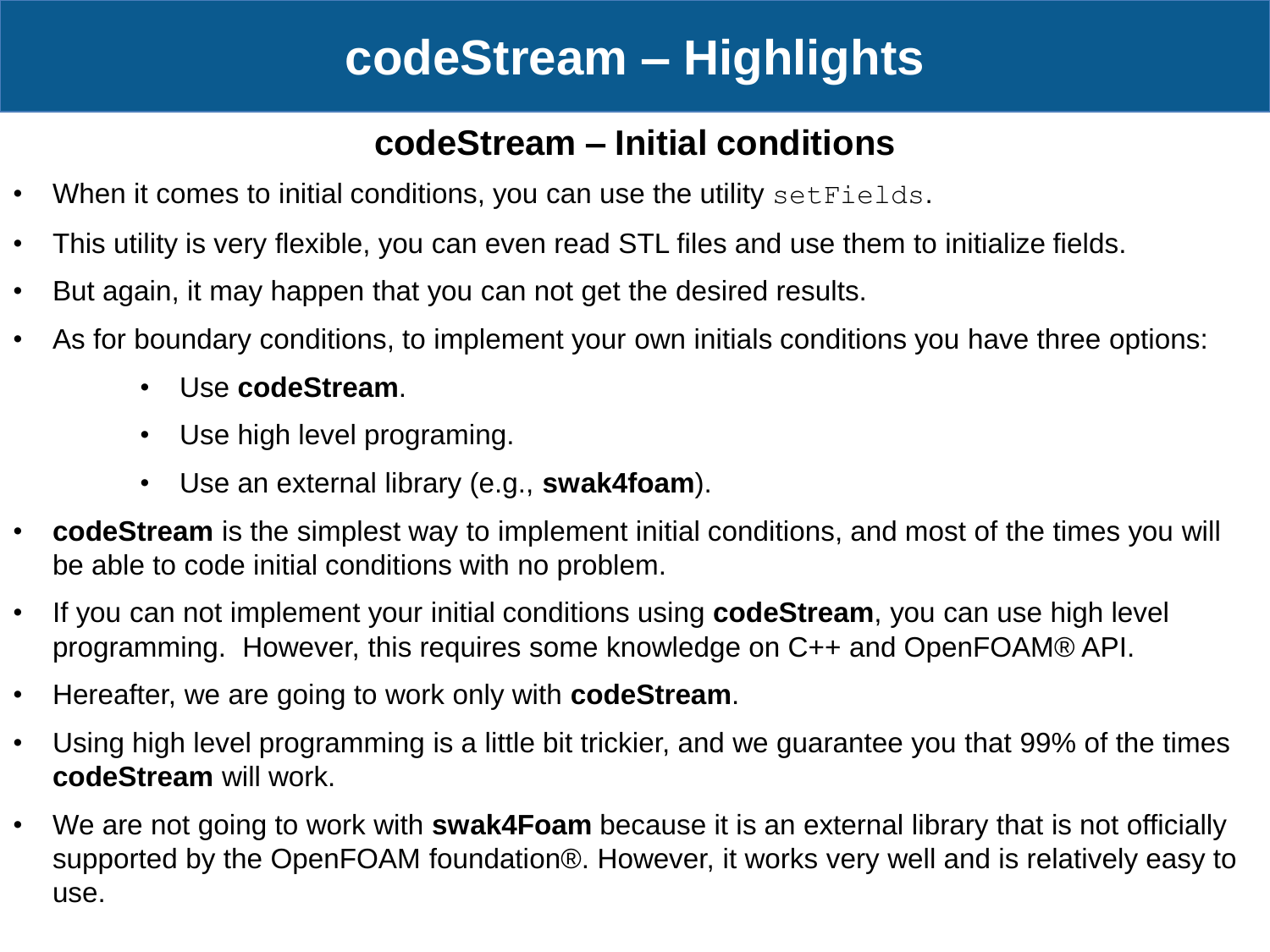# codeStream – Highlights

## codeStream – Initial conditions

- When it comes to initial conditions, you can use the utility `setFields`.
- This utility is very flexible, you can even read STL files and use them to initialize fields.
- But again, it may happen that you can not get the desired results.
- As for boundary conditions, to implement your own initials conditions you have three options:
  - Use **codeStream**.
  - Use high level programing.
  - Use an external library (e.g., **swak4foam**).
- **codeStream** is the simplest way to implement initial conditions, and most of the times you will be able to code initial conditions with no problem.
- If you can not implement your initial conditions using **codeStream**, you can use high level programming. However, this requires some knowledge on C++ and OpenFOAM® API.
- Hereafter, we are going to work only with **codeStream**.
- Using high level programming is a little bit trickier, and we guarantee you that 99% of the times **codeStream** will work.
- We are not going to work with **swak4Foam** because it is an external library that is not officially supported by the OpenFOAM foundation®. However, it works very well and is relatively easy to use.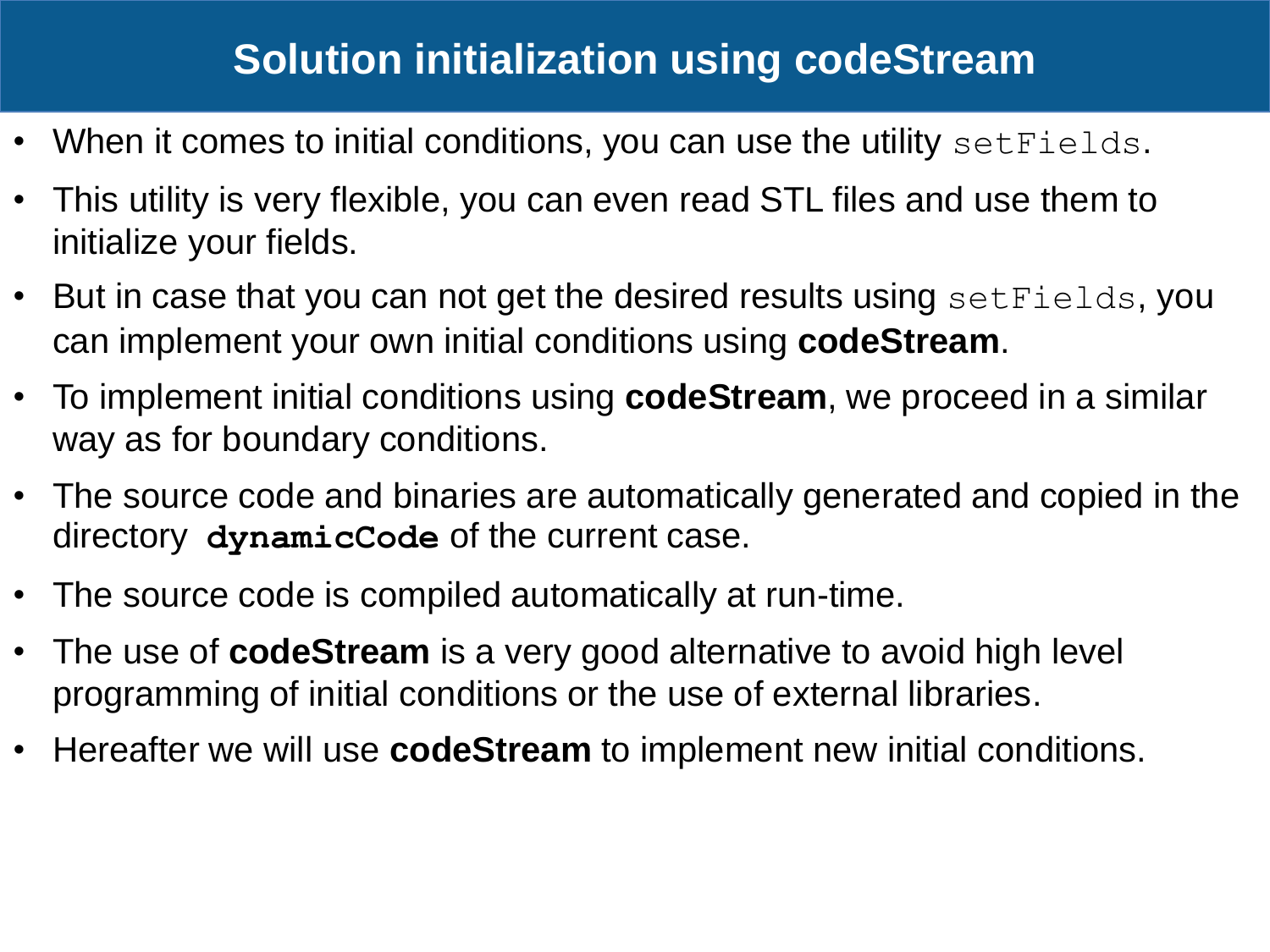# Solution initialization using codeStream

- When it comes to initial conditions, you can use the utility `setFields`.
- This utility is very flexible, you can even read STL files and use them to initialize your fields.
- But in case that you can not get the desired results using `setFields`, you can implement your own initial conditions using **codeStream**.
- To implement initial conditions using **codeStream**, we proceed in a similar way as for boundary conditions.
- The source code and binaries are automatically generated and copied in the directory **`dynamicCode`** of the current case.
- The source code is compiled automatically at run-time.
- The use of **codeStream** is a very good alternative to avoid high level programming of initial conditions or the use of external libraries.
- Hereafter we will use **codeStream** to implement new initial conditions.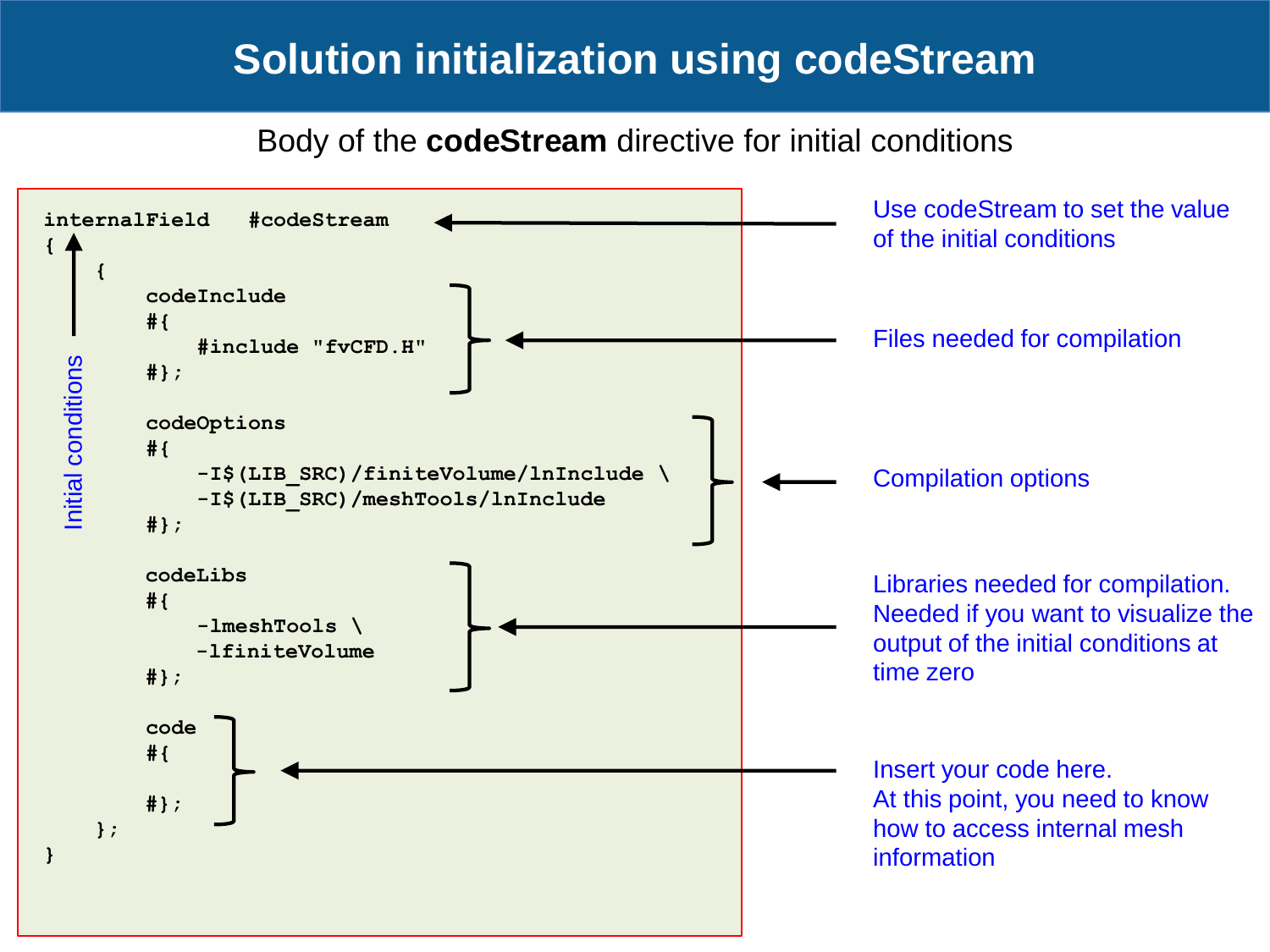# Solution initialization using codeStream

Body of the **codeStream** directive for initial conditions

```
internalField   #codeStream
{
    {
        codeInclude
        #{
            #include "fvCFD.H"
        #};

        codeOptions
        #{
            -I$(LIB_SRC)/finiteVolume/lnInclude \
            -I$(LIB_SRC)/meshTools/lnInclude
        #};

        codeLibs
        #{
            -lmeshTools \
            -lfiniteVolume
        #};

        code
        #{

        #};
    };
}
```

Initial conditions

- Use codeStream to set the value of the initial conditions
- Files needed for compilation
- Compilation options
- Libraries needed for compilation. Needed if you want to visualize the output of the initial conditions at time zero
- Insert your code here. At this point, you need to know how to access internal mesh information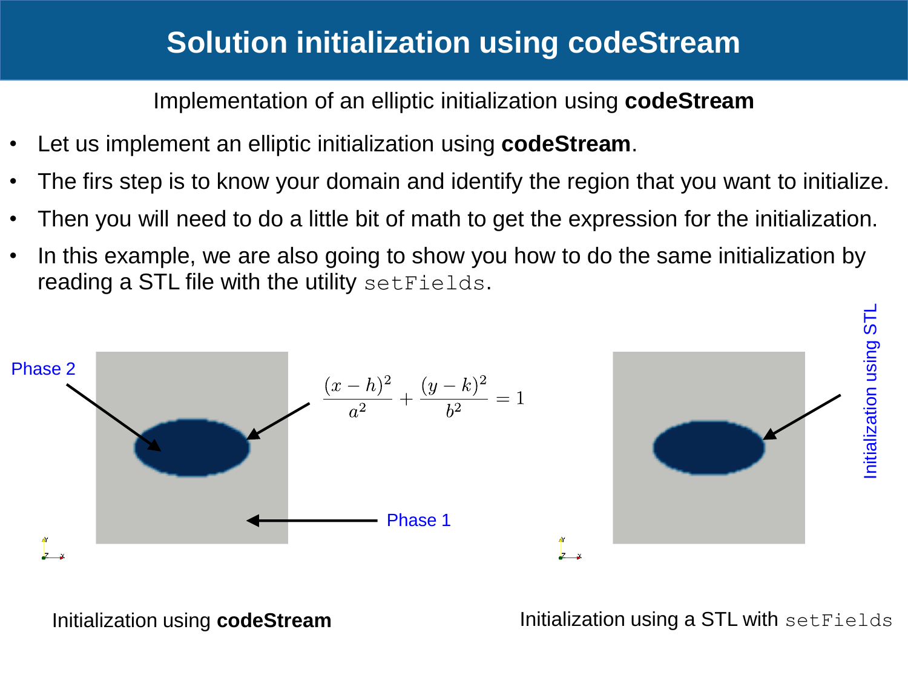# Solution initialization using codeStream

Implementation of an elliptic initialization using **codeStream**

- Let us implement an elliptic initialization using **codeStream**.
- The firs step is to know your domain and identify the region that you want to initialize.
- Then you will need to do a little bit of math to get the expression for the initialization.
- In this example, we are also going to show you how to do the same initialization by reading a STL file with the utility `setFields`.

Phase 2

$$\frac{(x-h)^2}{a^2} + \frac{(y-k)^2}{b^2} = 1$$

Phase 1

Initialization using STL

Initialization using **codeStream**

Initialization using a STL with `setFields`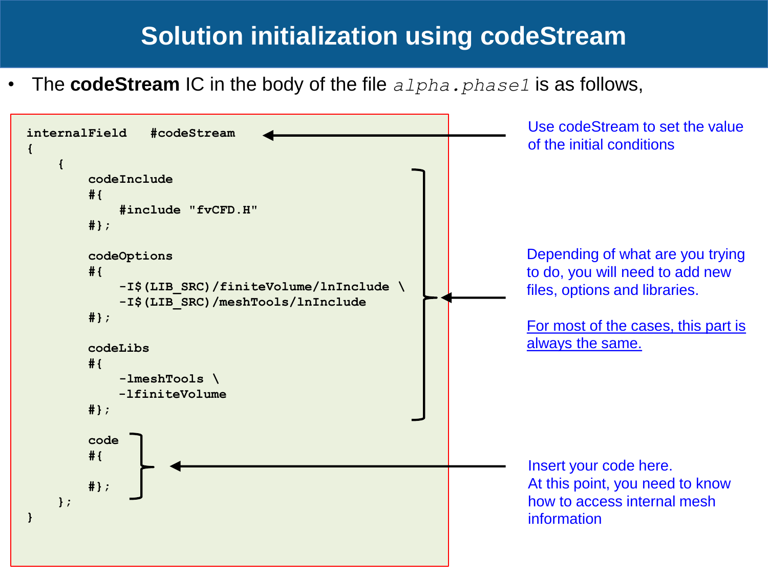# Solution initialization using codeStream

- The **codeStream** IC in the body of the file *alpha.phase1* is as follows,

```
internalField   #codeStream
{
    {
        codeInclude
        #{
            #include "fvCFD.H"
        #};

        codeOptions
        #{
            -I$(LIB_SRC)/finiteVolume/lnInclude \
            -I$(LIB_SRC)/meshTools/lnInclude
        #};

        codeLibs
        #{
            -lmeshTools \
            -lfiniteVolume
        #};

        code
        #{

        #};
    };
}
```

Use codeStream to set the value of the initial conditions

Depending of what are you trying to do, you will need to add new files, options and libraries.

For most of the cases, this part is always the same.

Insert your code here.
At this point, you need to know how to access internal mesh information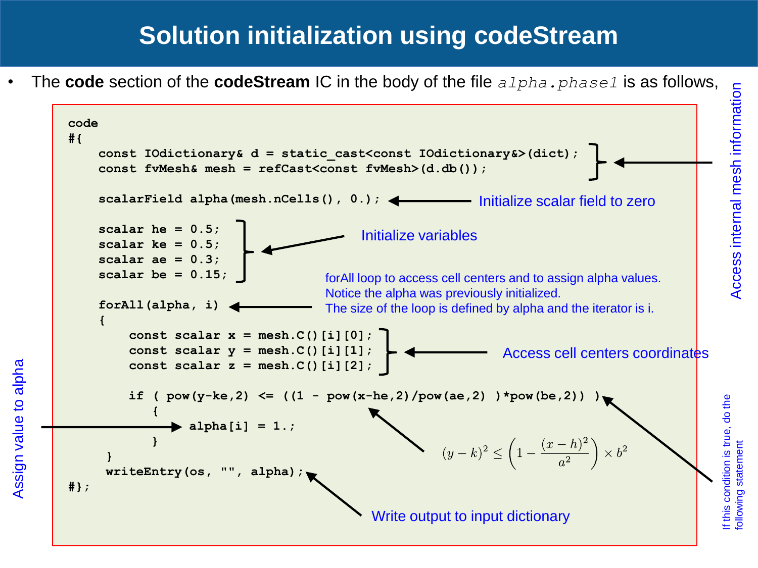# Solution initialization using codeStream

- The **code** section of the **codeStream** IC in the body of the file *alpha.phase1* is as follows,

```
code
#{
    const IOdictionary& d = static_cast<const IOdictionary&>(dict);
    const fvMesh& mesh = refCast<const fvMesh>(d.db());

    scalarField alpha(mesh.nCells(), 0.);

    scalar he = 0.5;
    scalar ke = 0.5;
    scalar ae = 0.3;
    scalar be = 0.15;

    forAll(alpha, i)
    {
        const scalar x = mesh.C()[i][0];
        const scalar y = mesh.C()[i][1];
        const scalar z = mesh.C()[i][2];

        if ( pow(y-ke,2) <= ((1 - pow(x-he,2)/pow(ae,2) )*pow(be,2)) )
            {
                alpha[i] = 1.;
            }
     }
     writeEntry(os, "", alpha);
#};
```

- Access internal mesh information (the `const IOdictionary& d` and `const fvMesh& mesh` lines)
- Initialize scalar field to zero (`scalarField alpha(mesh.nCells(), 0.);`)
- Initialize variables (`he`, `ke`, `ae`, `be`)
- forAll loop to access cell centers and to assign alpha values. Notice the alpha was previously initialized. The size of the loop is defined by alpha and the iterator is i.
- Access cell centers coordinates (`x`, `y`, `z`)
- The `if` condition corresponds to:

$$(y-k)^2 \leq \left(1 - \frac{(x-h)^2}{a^2}\right) \times b^2$$

- If this condition is true, do the following statement
- Assign value to alpha (`alpha[i] = 1.;`)
- Write output to input dictionary (`writeEntry(os, "", alpha);`)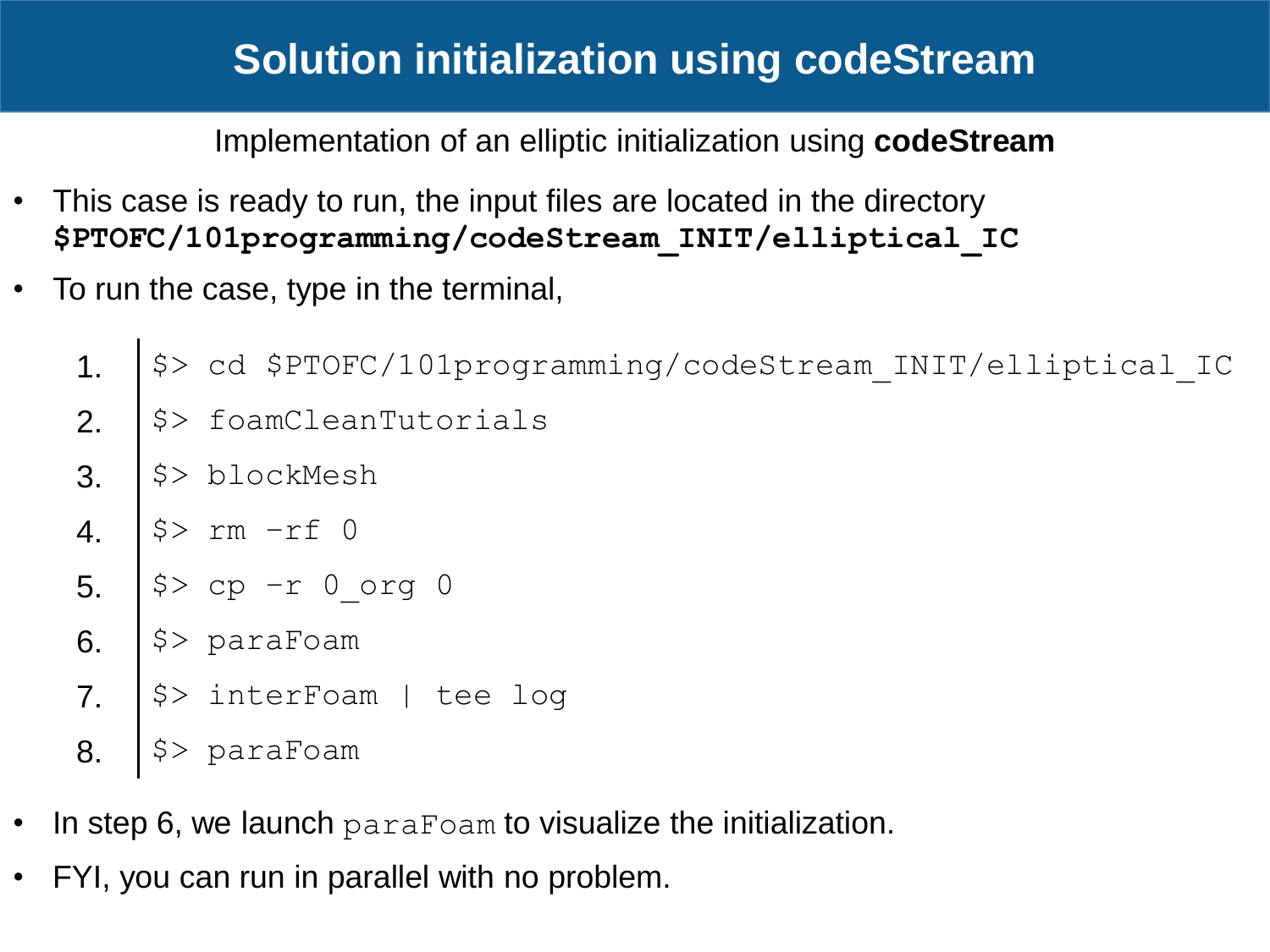# Solution initialization using codeStream

Implementation of an elliptic initialization using **codeStream**

- This case is ready to run, the input files are located in the directory **`$PTOFC/101programming/codeStream_INIT/elliptical_IC`**
- To run the case, type in the terminal,

```
1. $> cd $PTOFC/101programming/codeStream_INIT/elliptical_IC
2. $> foamCleanTutorials
3. $> blockMesh
4. $> rm -rf 0
5. $> cp -r 0_org 0
6. $> paraFoam
7. $> interFoam | tee log
8. $> paraFoam
```

- In step 6, we launch `paraFoam` to visualize the initialization.
- FYI, you can run in parallel with no problem.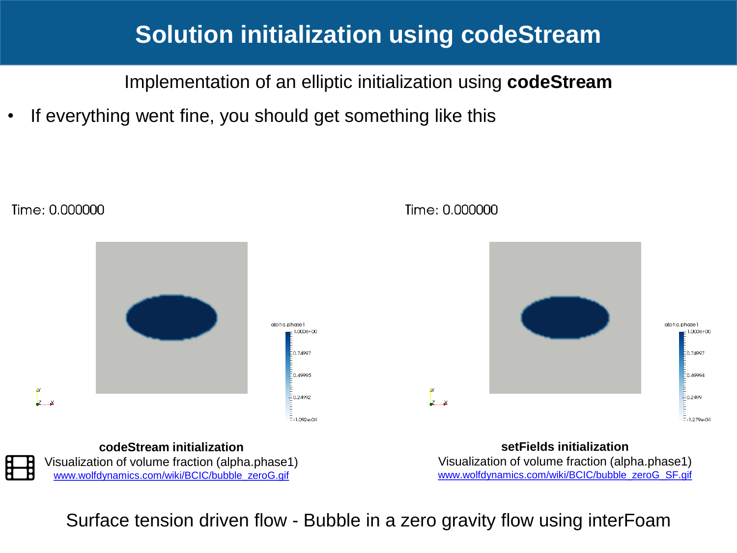# Solution initialization using codeStream

Implementation of an elliptic initialization using **codeStream**

- If everything went fine, you should get something like this

**codeStream initialization**

Visualization of volume fraction (alpha.phase1)

www.wolfdynamics.com/wiki/BCIC/bubble_zeroG.gif

**setFields initialization**

Visualization of volume fraction (alpha.phase1)

www.wolfdynamics.com/wiki/BCIC/bubble_zeroG_SF.gif

Surface tension driven flow - Bubble in a zero gravity flow using interFoam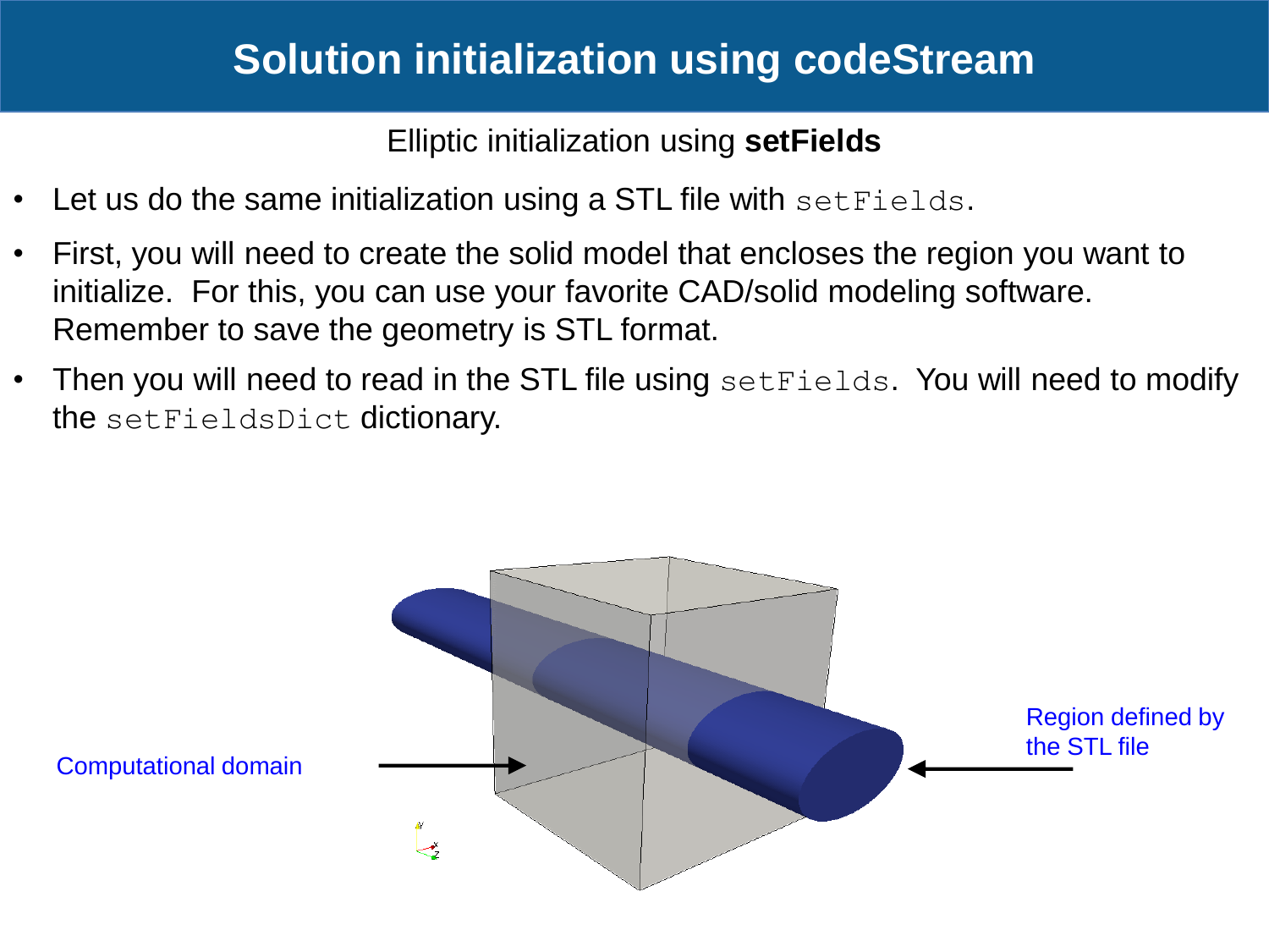# Solution initialization using codeStream

Elliptic initialization using **setFields**

- Let us do the same initialization using a STL file with `setFields`.
- First, you will need to create the solid model that encloses the region you want to initialize. For this, you can use your favorite CAD/solid modeling software. Remember to save the geometry is STL format.
- Then you will need to read in the STL file using `setFields`. You will need to modify the `setFieldsDict` dictionary.

Computational domain

Region defined by the STL file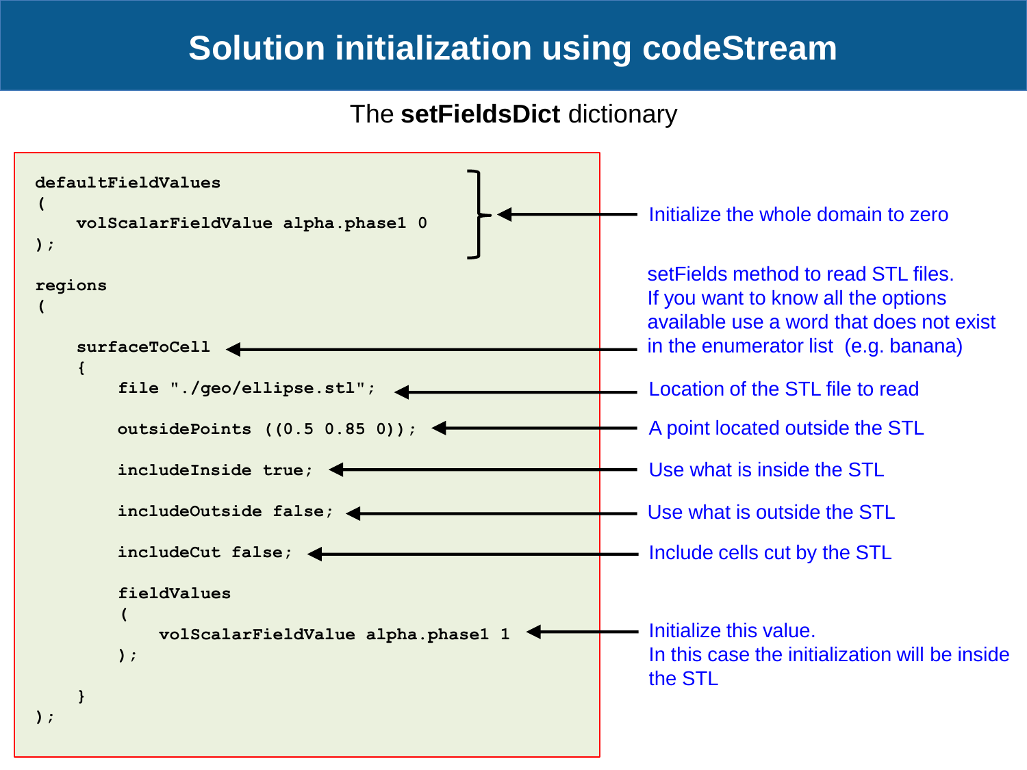# Solution initialization using codeStream

The **setFieldsDict** dictionary

```
defaultFieldValues
(
    volScalarFieldValue alpha.phase1 0
);

regions
(

    surfaceToCell
    {
        file "./geo/ellipse.stl";

        outsidePoints ((0.5 0.85 0));

        includeInside true;

        includeOutside false;

        includeCut false;

        fieldValues
        (
            volScalarFieldValue alpha.phase1 1
        );

    }
);
```

- `defaultFieldValues`: Initialize the whole domain to zero
- `surfaceToCell`: setFields method to read STL files. If you want to know all the options available use a word that does not exist in the enumerator list (e.g. banana)
- `file`: Location of the STL file to read
- `outsidePoints`: A point located outside the STL
- `includeInside`: Use what is inside the STL
- `includeOutside`: Use what is outside the STL
- `includeCut`: Include cells cut by the STL
- `volScalarFieldValue alpha.phase1 1`: Initialize this value. In this case the initialization will be inside the STL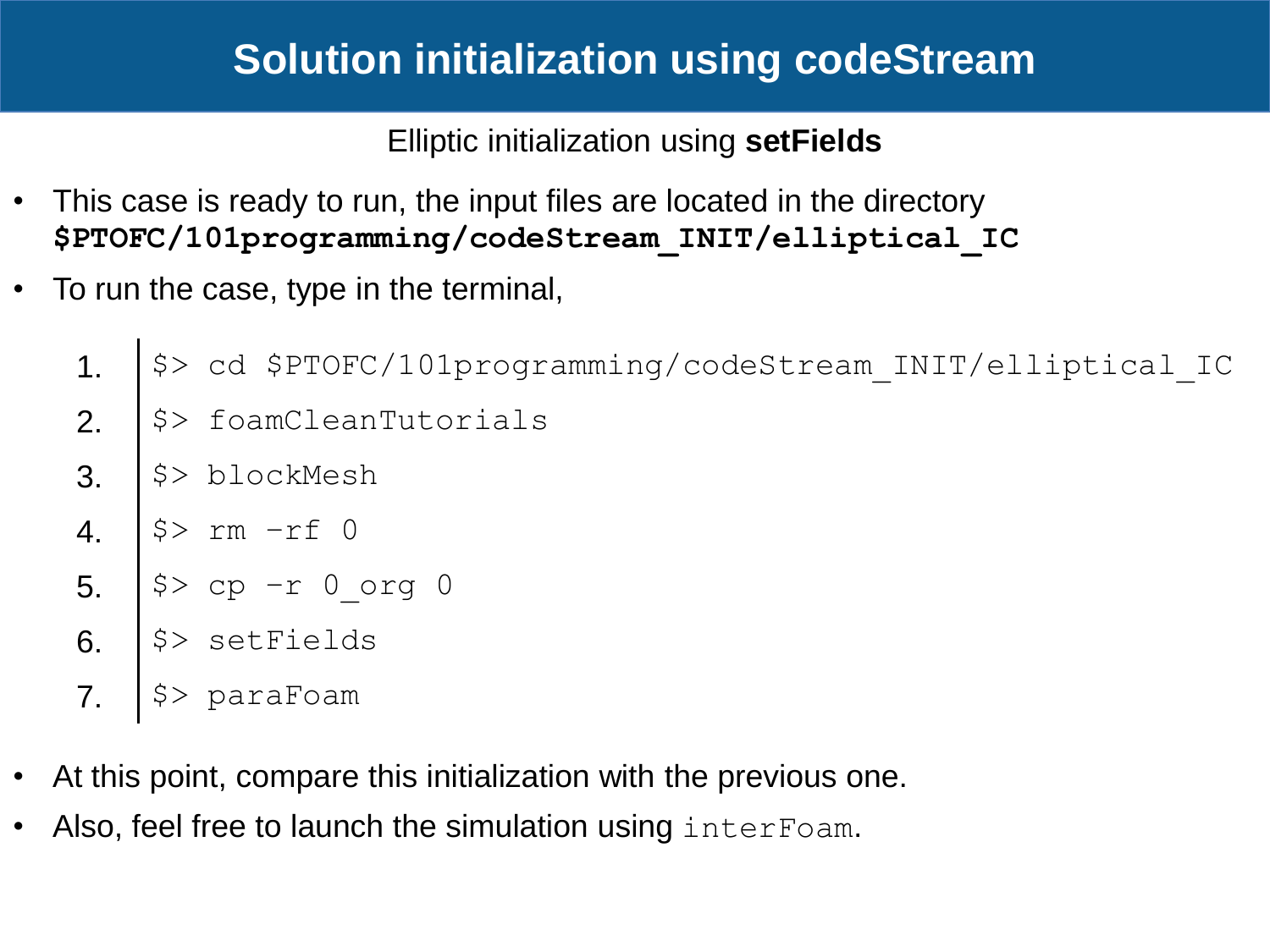# Solution initialization using codeStream

Elliptic initialization using **setFields**

- This case is ready to run, the input files are located in the directory **$PTOFC/101programming/codeStream_INIT/elliptical_IC**
- To run the case, type in the terminal,

```
1. $> cd $PTOFC/101programming/codeStream_INIT/elliptical_IC
2. $> foamCleanTutorials
3. $> blockMesh
4. $> rm -rf 0
5. $> cp -r 0_org 0
6. $> setFields
7. $> paraFoam
```

- At this point, compare this initialization with the previous one.
- Also, feel free to launch the simulation using `interFoam`.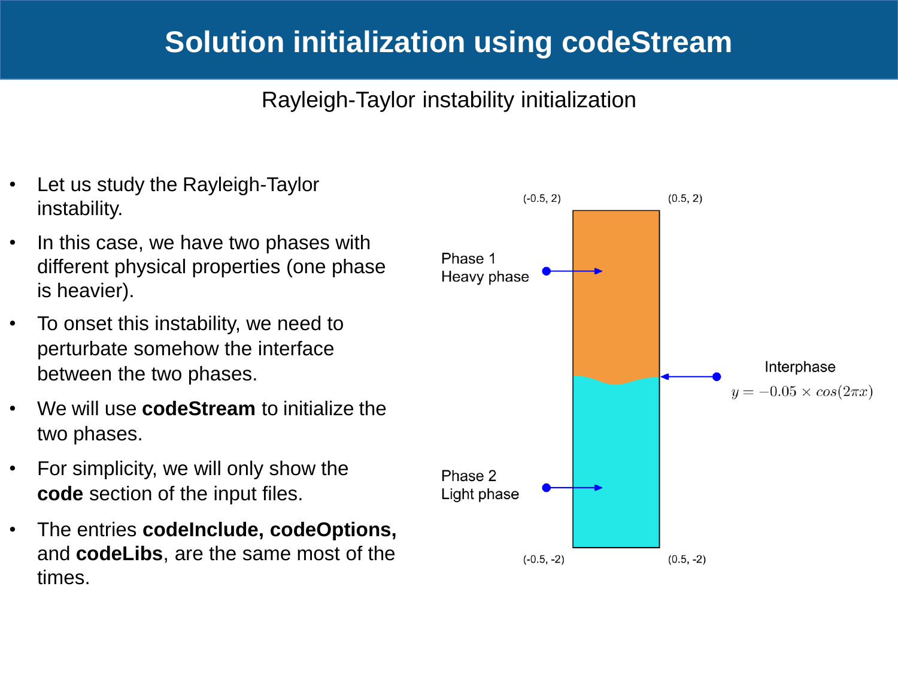# Solution initialization using codeStream

Rayleigh-Taylor instability initialization

- Let us study the Rayleigh-Taylor instability.
- In this case, we have two phases with different physical properties (one phase is heavier).
- To onset this instability, we need to perturbate somehow the interface between the two phases.
- We will use **codeStream** to initialize the two phases.
- For simplicity, we will only show the **code** section of the input files.
- The entries **codeInclude, codeOptions,** and **codeLibs**, are the same most of the times.

(-0.5, 2) (0.5, 2)

Phase 1
Heavy phase

Interphase
$y = -0.05 \times cos(2\pi x)$

Phase 2
Light phase

(-0.5, -2) (0.5, -2)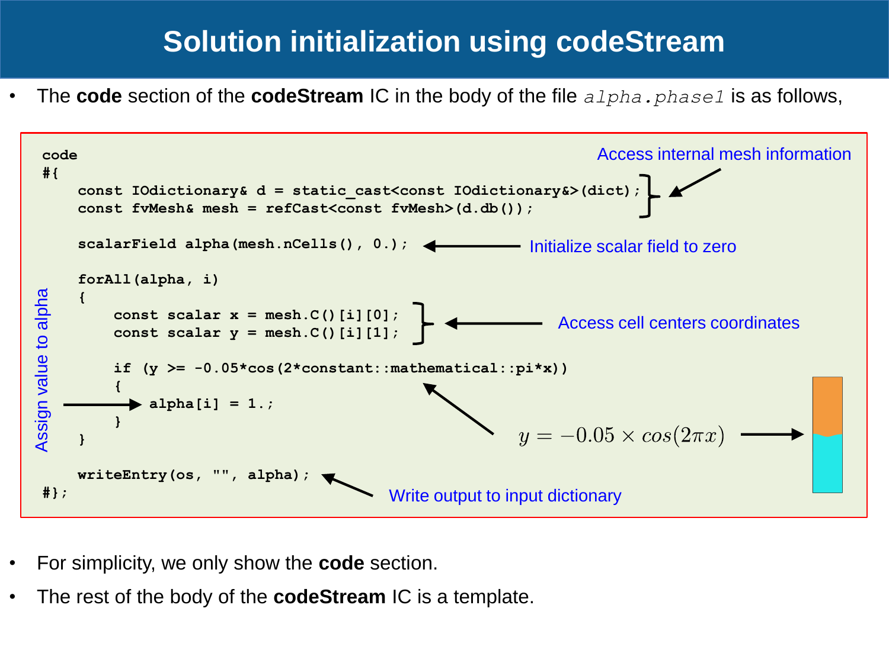# Solution initialization using codeStream

- The **code** section of the **codeStream** IC in the body of the file *alpha.phase1* is as follows,

```
code
#{
    const IOdictionary& d = static_cast<const IOdictionary&>(dict);
    const fvMesh& mesh = refCast<const fvMesh>(d.db());

    scalarField alpha(mesh.nCells(), 0.);

    forAll(alpha, i)
    {
        const scalar x = mesh.C()[i][0];
        const scalar y = mesh.C()[i][1];

        if (y >= -0.05*cos(2*constant::mathematical::pi*x))
        {
            alpha[i] = 1.;
        }
    }

    writeEntry(os, "", alpha);
#};
```

Access internal mesh information

Initialize scalar field to zero

Access cell centers coordinates

Assign value to alpha

$y = -0.05 \times cos(2\pi x)$

Write output to input dictionary

- For simplicity, we only show the **code** section.
- The rest of the body of the **codeStream** IC is a template.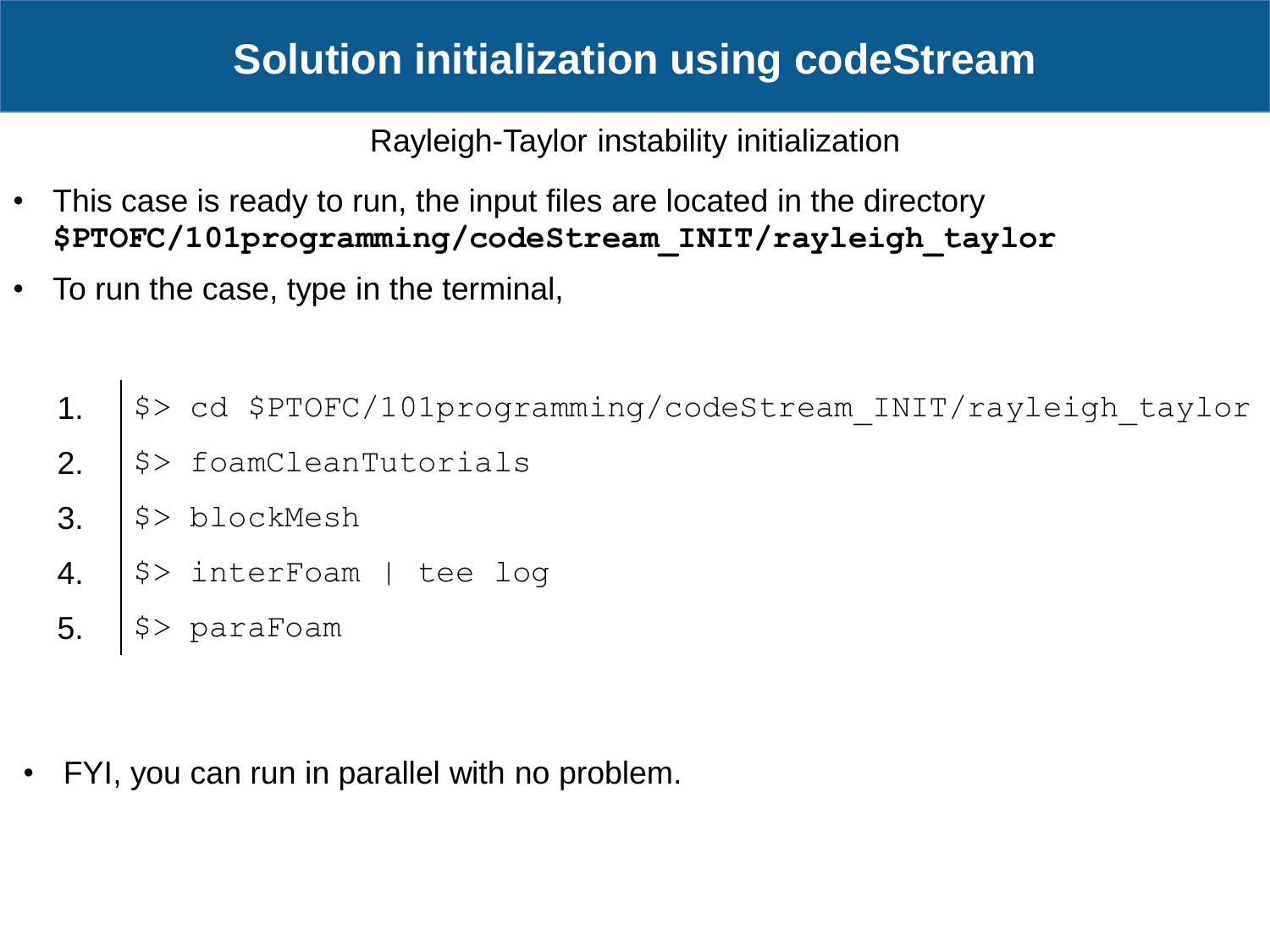# Solution initialization using codeStream

Rayleigh-Taylor instability initialization

- This case is ready to run, the input files are located in the directory **`$PTOFC/101programming/codeStream_INIT/rayleigh_taylor`**
- To run the case, type in the terminal,

```
1. $> cd $PTOFC/101programming/codeStream_INIT/rayleigh_taylor
2. $> foamCleanTutorials
3. $> blockMesh
4. $> interFoam | tee log
5. $> paraFoam
```

- FYI, you can run in parallel with no problem.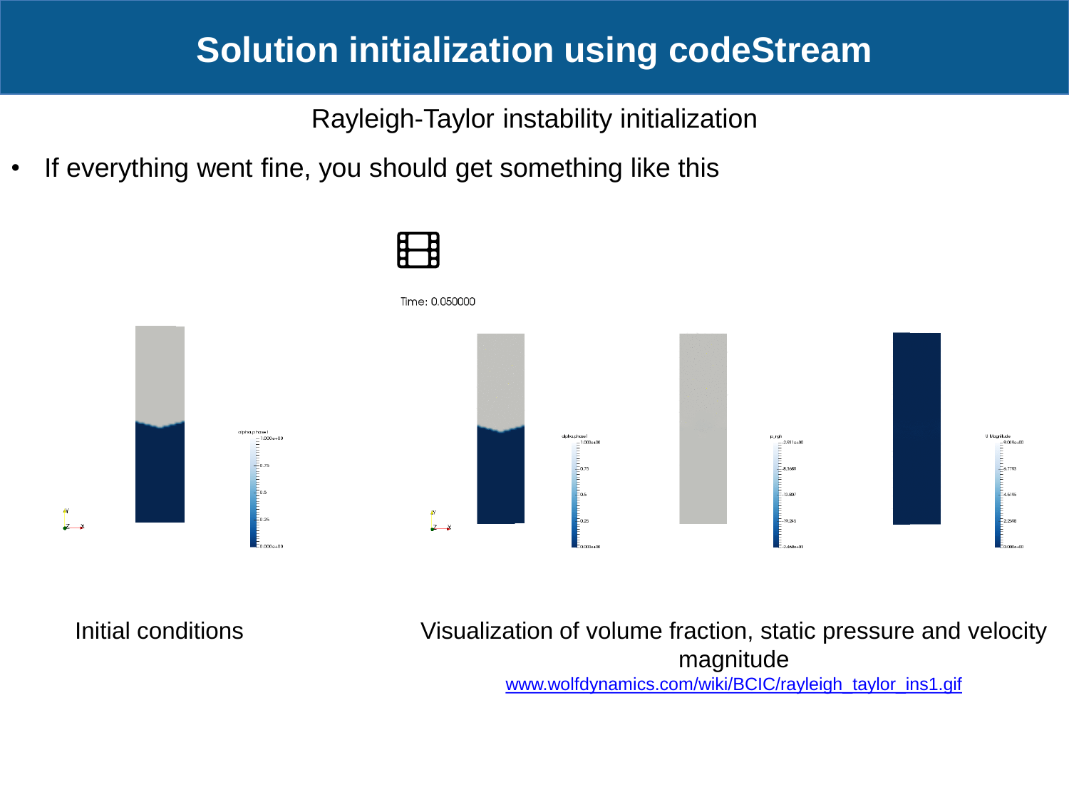# Solution initialization using codeStream

Rayleigh-Taylor instability initialization

- If everything went fine, you should get something like this

Initial conditions

Visualization of volume fraction, static pressure and velocity magnitude

www.wolfdynamics.com/wiki/BCIC/rayleigh_taylor_ins1.gif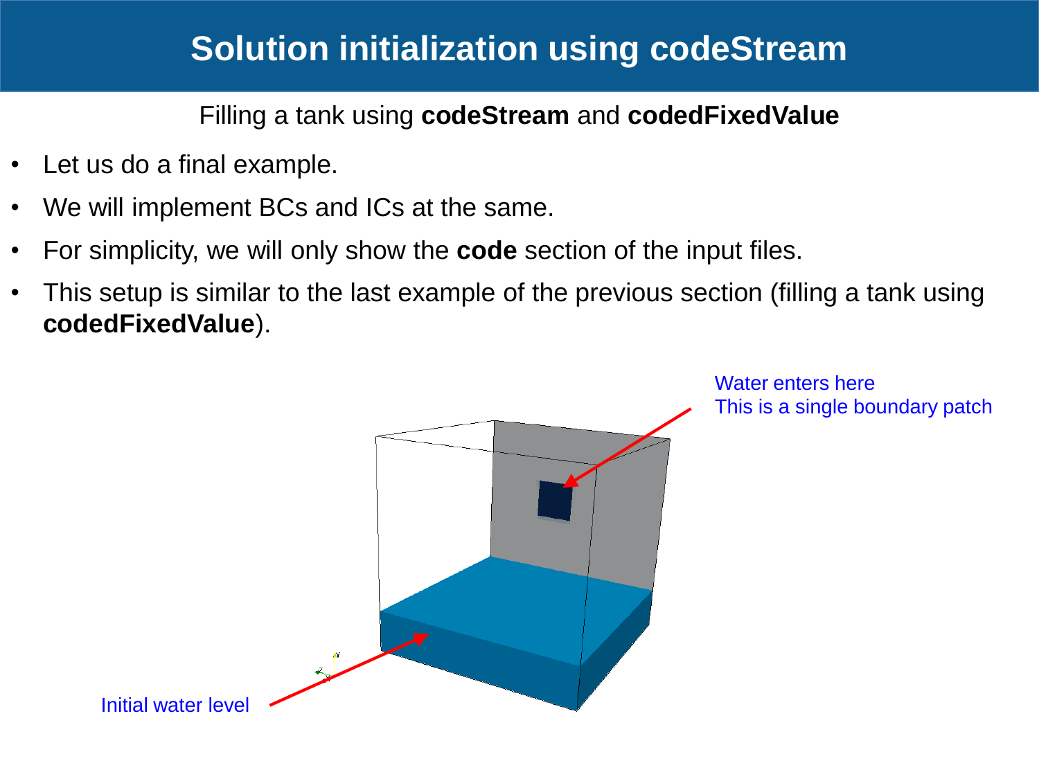# Solution initialization using codeStream

Filling a tank using **codeStream** and **codedFixedValue**

- Let us do a final example.
- We will implement BCs and ICs at the same.
- For simplicity, we will only show the **code** section of the input files.
- This setup is similar to the last example of the previous section (filling a tank using **codedFixedValue**).

Water enters here
This is a single boundary patch

Initial water level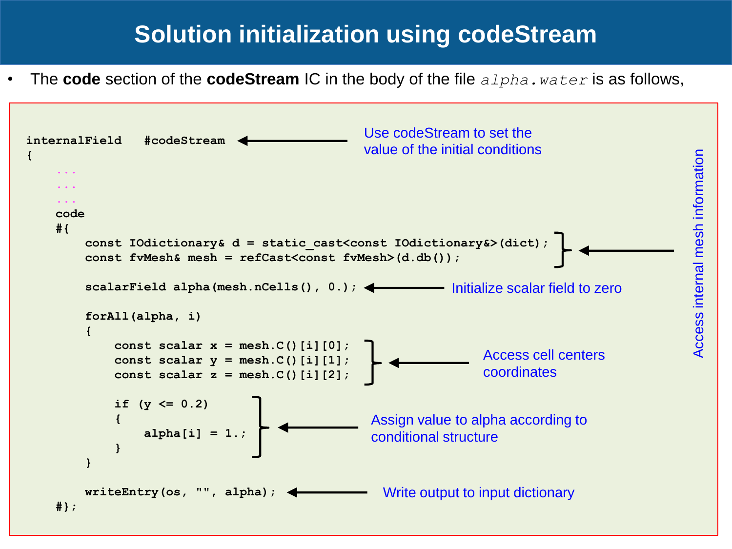# Solution initialization using codeStream

- The **code** section of the **codeStream** IC in the body of the file *alpha.water* is as follows,

```
internalField   #codeStream
{
    ...
    ...
    ...
    code
    #{
        const IOdictionary& d = static_cast<const IOdictionary&>(dict);
        const fvMesh& mesh = refCast<const fvMesh>(d.db());

        scalarField alpha(mesh.nCells(), 0.);

        forAll(alpha, i)
        {
            const scalar x = mesh.C()[i][0];
            const scalar y = mesh.C()[i][1];
            const scalar z = mesh.C()[i][2];

            if (y <= 0.2)
            {
                alpha[i] = 1.;
            }
        }

        writeEntry(os, "", alpha);
    #};
```

Annotations:

- `internalField #codeStream` → Use codeStream to set the value of the initial conditions
- `const IOdictionary& d = ...` / `const fvMesh& mesh = ...` → Access internal mesh information
- `scalarField alpha(mesh.nCells(), 0.);` → Initialize scalar field to zero
- `const scalar x/y/z = mesh.C()[i][...]` → Access cell centers coordinates
- `if (y <= 0.2) { alpha[i] = 1.; }` → Assign value to alpha according to conditional structure
- `writeEntry(os, "", alpha);` → Write output to input dictionary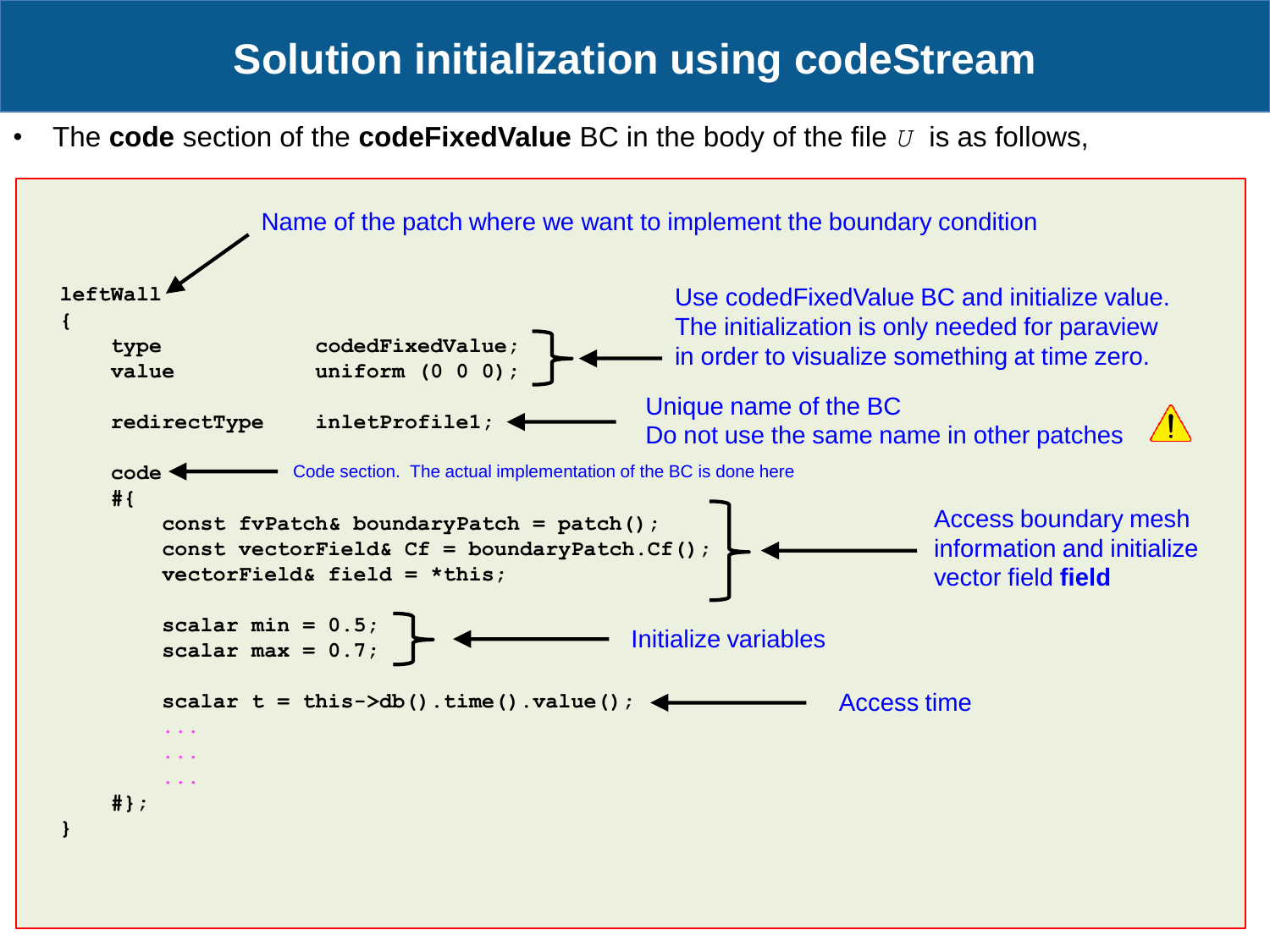# Solution initialization using codeStream

- The **code** section of the **codeFixedValue** BC in the body of the file *U* is as follows,

```
leftWall
{
    type            codedFixedValue;
    value           uniform (0 0 0);

    redirectType    inletProfile1;

    code
    #{
        const fvPatch& boundaryPatch = patch();
        const vectorField& Cf = boundaryPatch.Cf();
        vectorField& field = *this;

        scalar min = 0.5;
        scalar max = 0.7;

        scalar t = this->db().time().value();
        ...
        ...
        ...
    #};
}
```

Annotations:

- `leftWall`: Name of the patch where we want to implement the boundary condition
- `type` / `value`: Use codedFixedValue BC and initialize value. The initialization is only needed for paraview in order to visualize something at time zero.
- `redirectType`: Unique name of the BC. Do not use the same name in other patches ⚠
- `code`: Code section. The actual implementation of the BC is done here
- `boundaryPatch`, `Cf`, `field`: Access boundary mesh information and initialize vector field **field**
- `min`, `max`: Initialize variables
- `t`: Access time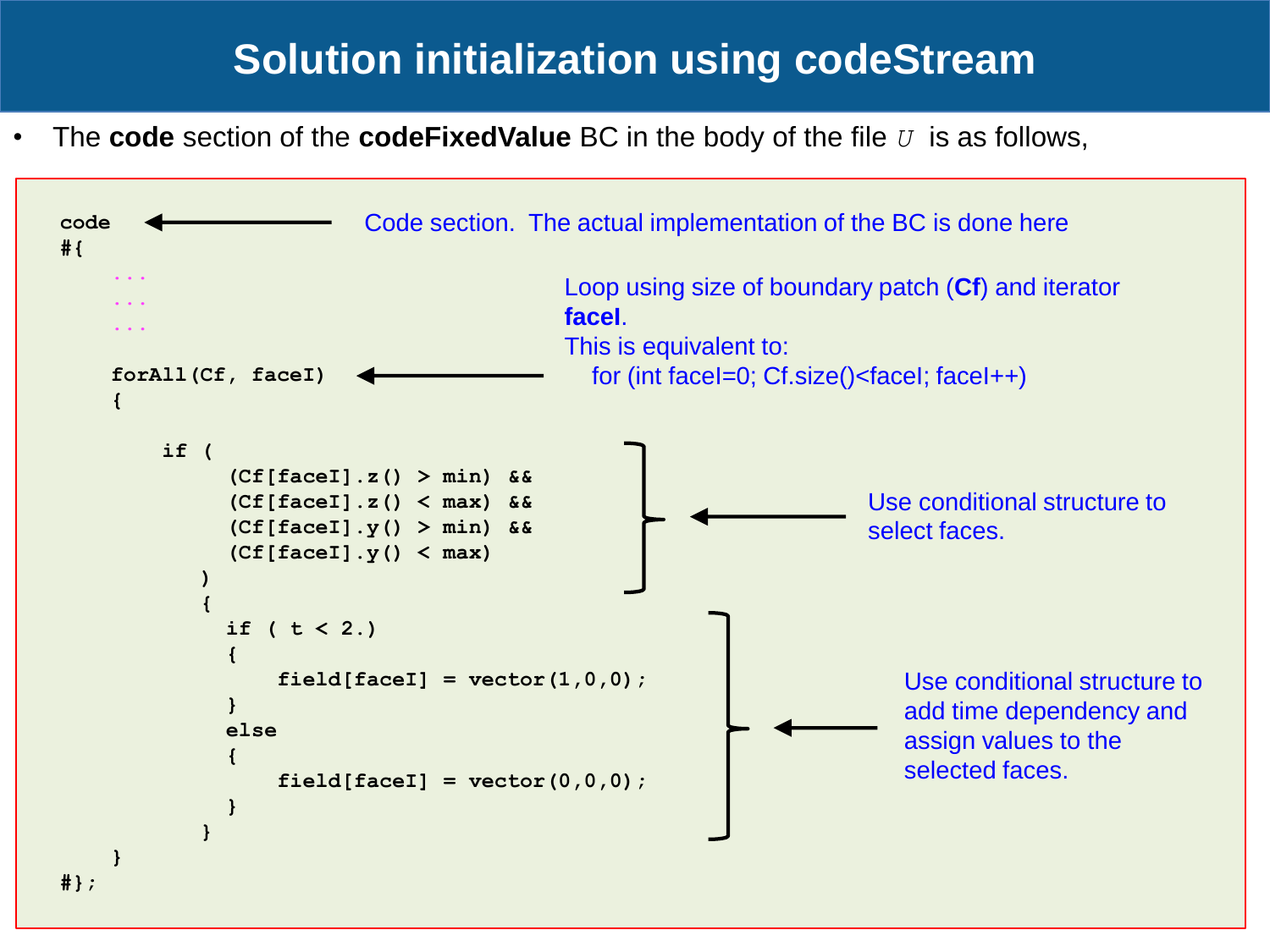# Solution initialization using codeStream

- The **code** section of the **codeFixedValue** BC in the body of the file *U* is as follows,

```
code
#{
    ...
    ...
    ...

    forAll(Cf, faceI)
    {

        if (
             (Cf[faceI].z() > min) &&
             (Cf[faceI].z() < max) &&
             (Cf[faceI].y() > min) &&
             (Cf[faceI].y() < max)
           )
           {
             if ( t < 2.)
             {
                 field[faceI] = vector(1,0,0);
             }
             else
             {
                 field[faceI] = vector(0,0,0);
             }
           }
    }
#};
```

- `code` — Code section. The actual implementation of the BC is done here
- `forAll(Cf, faceI)` — Loop using size of boundary patch (**Cf**) and iterator **faceI**. This is equivalent to: for (int faceI=0; Cf.size()<faceI; faceI++)
- `if ( ... )` on `Cf[faceI]` — Use conditional structure to select faces.
- `if ( t < 2.) ... else ...` — Use conditional structure to add time dependency and assign values to the selected faces.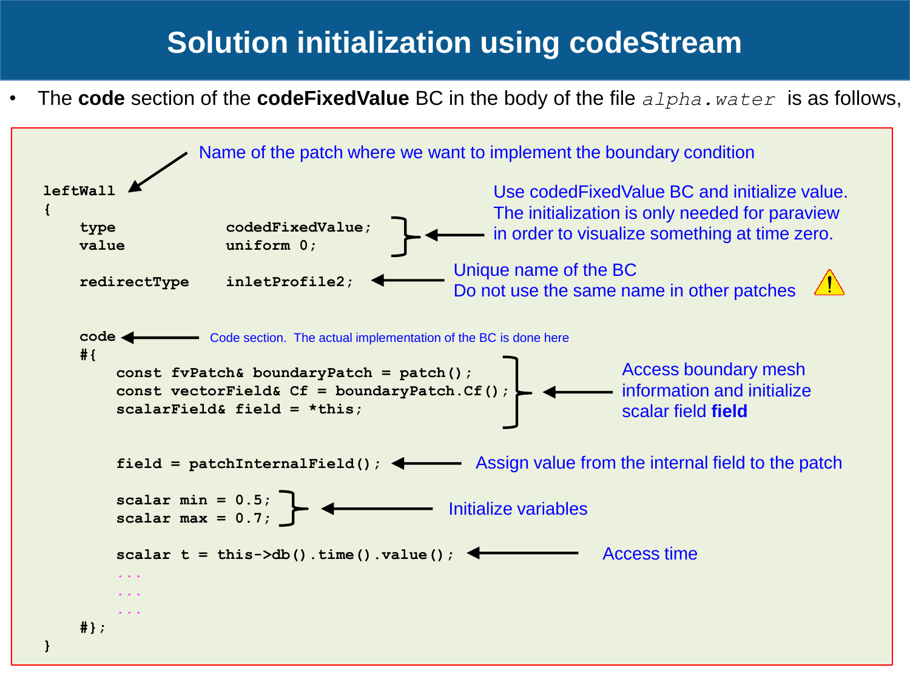# Solution initialization using codeStream

- The **code** section of the **codeFixedValue** BC in the body of the file *alpha.water* is as follows,

```
leftWall
{
    type            codedFixedValue;
    value           uniform 0;

    redirectType    inletProfile2;

    code
    #{
        const fvPatch& boundaryPatch = patch();
        const vectorField& Cf = boundaryPatch.Cf();
        scalarField& field = *this;

        field = patchInternalField();

        scalar min = 0.5;
        scalar max = 0.7;

        scalar t = this->db().time().value();
        ...
        ...
        ...
    #};
}
```

Annotations:

- `leftWall`: Name of the patch where we want to implement the boundary condition
- `type` / `value`: Use codedFixedValue BC and initialize value. The initialization is only needed for paraview in order to visualize something at time zero.
- `redirectType`: Unique name of the BC. Do not use the same name in other patches ⚠
- `code`: Code section. The actual implementation of the BC is done here
- `boundaryPatch`, `Cf`, `field`: Access boundary mesh information and initialize scalar field **field**
- `field = patchInternalField();`: Assign value from the internal field to the patch
- `min` / `max`: Initialize variables
- `scalar t = this->db().time().value();`: Access time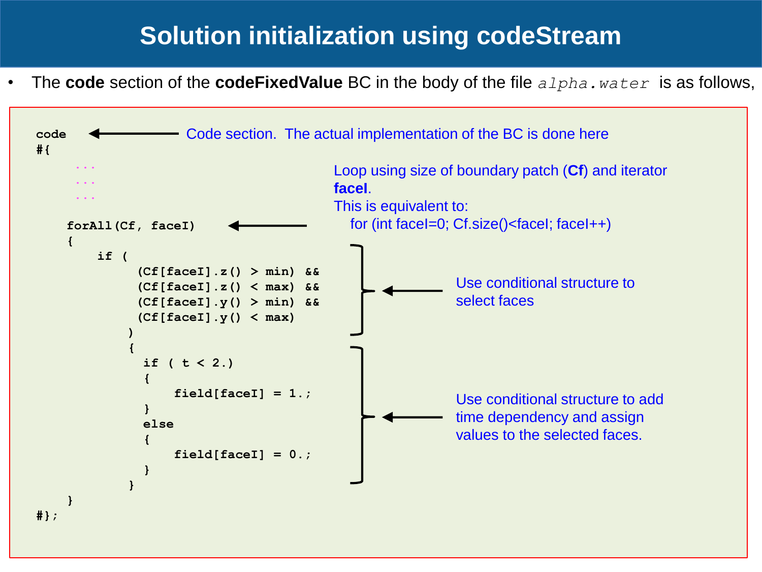# Solution initialization using codeStream

- The **code** section of the **codeFixedValue** BC in the body of the file *alpha.water* is as follows,

```
code
#{
    ...
    ...
    ...

    forAll(Cf, faceI)
    {
        if (
            (Cf[faceI].z() > min) &&
            (Cf[faceI].z() < max) &&
            (Cf[faceI].y() > min) &&
            (Cf[faceI].y() < max)
           )
           {
             if ( t < 2.)
             {
                 field[faceI] = 1.;
             }
             else
             {
                 field[faceI] = 0.;
             }
           }
    }
#};
```

- `code` — Code section. The actual implementation of the BC is done here
- `forAll(Cf, faceI)` — Loop using size of boundary patch (**Cf**) and iterator **faceI**. This is equivalent to: for (int faceI=0; Cf.size()<faceI; faceI++)
- `if ( ... )` — Use conditional structure to select faces
- `if ( t < 2.) ... else ...` — Use conditional structure to add time dependency and assign values to the selected faces.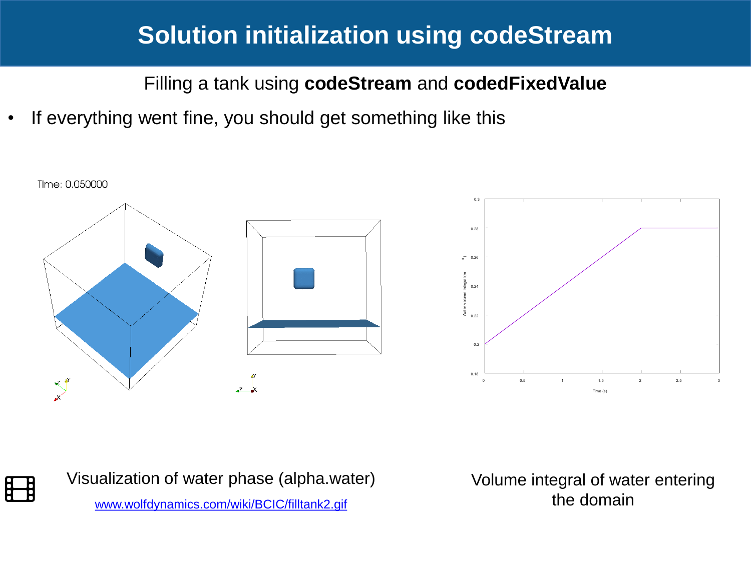# Solution initialization using codeStream

Filling a tank using **codeStream** and **codedFixedValue**

- If everything went fine, you should get something like this

Time: 0.050000

0.3
0.28
0.26
0.24
0.22
0.2
0.18

Water volume integral (m 3)

0
0.5
1
1.5
2
2.5
3

Time (s)

Visualization of water phase (alpha.water)

[www.wolfdynamics.com/wiki/BCIC/filltank2.gif](www.wolfdynamics.com/wiki/BCIC/filltank2.gif)

Volume integral of water entering the domain